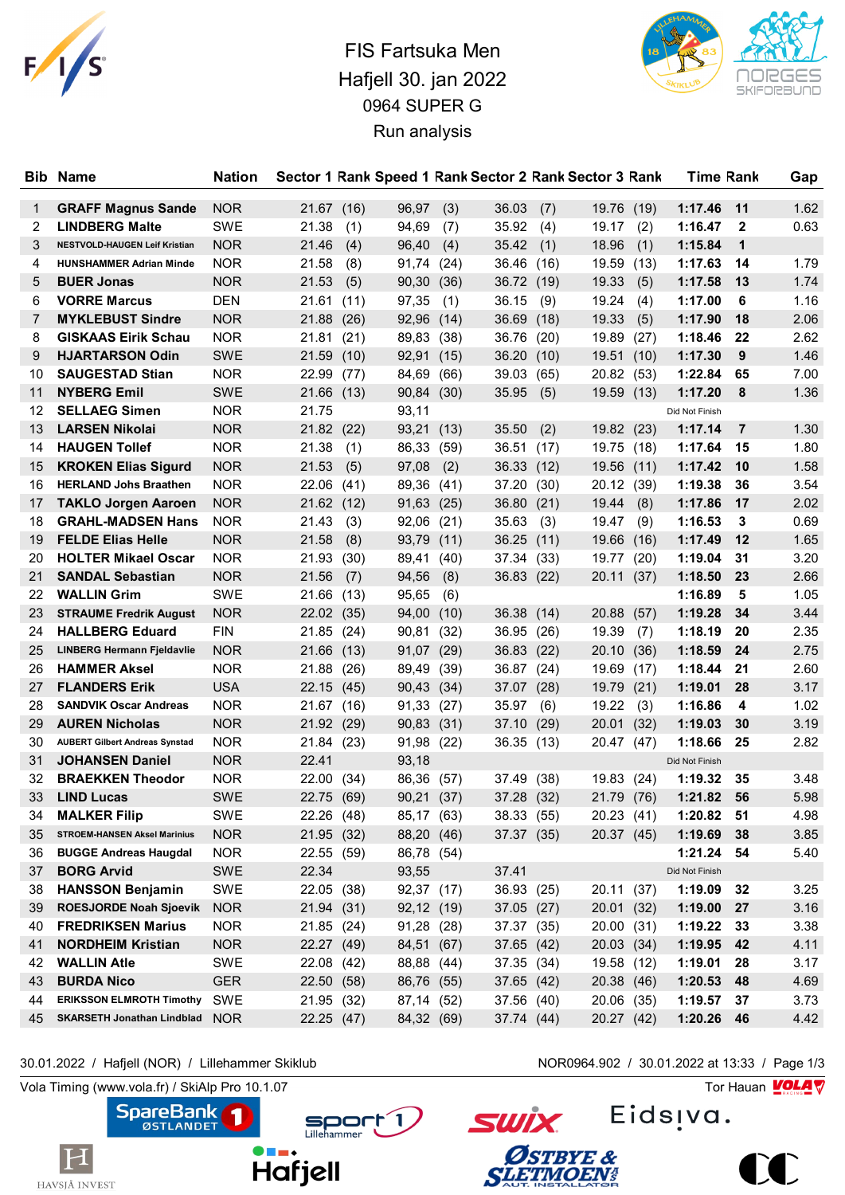# FIS Fartsuka Men

## Hafjell 30. jan 2022

### 0964 SUPER G

### Run analysis

| Bib | Name | Nation | Sector 1 | Rank | Speed 1 | Rank | Sector 2 | Rank | Sector 3 | Rank | Time | Rank | Gap |
|---|---|---|---|---|---|---|---|---|---|---|---|---|---|
| 1 | GRAFF Magnus Sande | NOR | 21.67 | (16) | 96,97 | (3) | 36.03 | (7) | 19.76 | (19) | **1:17.46** | **11** | 1.62 |
| 2 | LINDBERG Malte | SWE | 21.38 | (1) | 94,69 | (7) | 35.92 | (4) | 19.17 | (2) | **1:16.47** | **2** | 0.63 |
| 3 | NESTVOLD-HAUGEN Leif Kristian | NOR | 21.46 | (4) | 96,40 | (4) | 35.42 | (1) | 18.96 | (1) | **1:15.84** | **1** | |
| 4 | HUNSHAMMER Adrian Minde | NOR | 21.58 | (8) | 91,74 | (24) | 36.46 | (16) | 19.59 | (13) | **1:17.63** | **14** | 1.79 |
| 5 | BUER Jonas | NOR | 21.53 | (5) | 90,30 | (36) | 36.72 | (19) | 19.33 | (5) | **1:17.58** | **13** | 1.74 |
| 6 | VORRE Marcus | DEN | 21.61 | (11) | 97,35 | (1) | 36.15 | (9) | 19.24 | (4) | **1:17.00** | **6** | 1.16 |
| 7 | MYKLEBUST Sindre | NOR | 21.88 | (26) | 92,96 | (14) | 36.69 | (18) | 19.33 | (5) | **1:17.90** | **18** | 2.06 |
| 8 | GISKAAS Eirik Schau | NOR | 21.81 | (21) | 89,83 | (38) | 36.76 | (20) | 19.89 | (27) | **1:18.46** | **22** | 2.62 |
| 9 | HJARTARSON Odin | SWE | 21.59 | (10) | 92,91 | (15) | 36.20 | (10) | 19.51 | (10) | **1:17.30** | **9** | 1.46 |
| 10 | SAUGESTAD Stian | NOR | 22.99 | (77) | 84,69 | (66) | 39.03 | (65) | 20.82 | (53) | **1:22.84** | **65** | 7.00 |
| 11 | NYBERG Emil | SWE | 21.66 | (13) | 90,84 | (30) | 35.95 | (5) | 19.59 | (13) | **1:17.20** | **8** | 1.36 |
| 12 | SELLAEG Simen | NOR | 21.75 | | 93,11 | | | | | | Did Not Finish | | |
| 13 | LARSEN Nikolai | NOR | 21.82 | (22) | 93,21 | (13) | 35.50 | (2) | 19.82 | (23) | **1:17.14** | **7** | 1.30 |
| 14 | HAUGEN Tollef | NOR | 21.38 | (1) | 86,33 | (59) | 36.51 | (17) | 19.75 | (18) | **1:17.64** | **15** | 1.80 |
| 15 | KROKEN Elias Sigurd | NOR | 21.53 | (5) | 97,08 | (2) | 36.33 | (12) | 19.56 | (11) | **1:17.42** | **10** | 1.58 |
| 16 | HERLAND Johs Braathen | NOR | 22.06 | (41) | 89,36 | (41) | 37.20 | (30) | 20.12 | (39) | **1:19.38** | **36** | 3.54 |
| 17 | TAKLO Jorgen Aaroen | NOR | 21.62 | (12) | 91,63 | (25) | 36.80 | (21) | 19.44 | (8) | **1:17.86** | **17** | 2.02 |
| 18 | GRAHL-MADSEN Hans | NOR | 21.43 | (3) | 92,06 | (21) | 35.63 | (3) | 19.47 | (9) | **1:16.53** | **3** | 0.69 |
| 19 | FELDE Elias Helle | NOR | 21.58 | (8) | 93,79 | (11) | 36.25 | (11) | 19.66 | (16) | **1:17.49** | **12** | 1.65 |
| 20 | HOLTER Mikael Oscar | NOR | 21.93 | (30) | 89,41 | (40) | 37.34 | (33) | 19.77 | (20) | **1:19.04** | **31** | 3.20 |
| 21 | SANDAL Sebastian | NOR | 21.56 | (7) | 94,56 | (8) | 36.83 | (22) | 20.11 | (37) | **1:18.50** | **23** | 2.66 |
| 22 | WALLIN Grim | SWE | 21.66 | (13) | 95,65 | (6) | | | | | **1:16.89** | **5** | 1.05 |
| 23 | STRAUME Fredrik August | NOR | 22.02 | (35) | 94,00 | (10) | 36.38 | (14) | 20.88 | (57) | **1:19.28** | **34** | 3.44 |
| 24 | HALLBERG Eduard | FIN | 21.85 | (24) | 90,81 | (32) | 36.95 | (26) | 19.39 | (7) | **1:18.19** | **20** | 2.35 |
| 25 | LINBERG Hermann Fjeldavlie | NOR | 21.66 | (13) | 91,07 | (29) | 36.83 | (22) | 20.10 | (36) | **1:18.59** | **24** | 2.75 |
| 26 | HAMMER Aksel | NOR | 21.88 | (26) | 89,49 | (39) | 36.87 | (24) | 19.69 | (17) | **1:18.44** | **21** | 2.60 |
| 27 | FLANDERS Erik | USA | 22.15 | (45) | 90,43 | (34) | 37.07 | (28) | 19.79 | (21) | **1:19.01** | **28** | 3.17 |
| 28 | SANDVIK Oscar Andreas | NOR | 21.67 | (16) | 91,33 | (27) | 35.97 | (6) | 19.22 | (3) | **1:16.86** | **4** | 1.02 |
| 29 | AUREN Nicholas | NOR | 21.92 | (29) | 90,83 | (31) | 37.10 | (29) | 20.01 | (32) | **1:19.03** | **30** | 3.19 |
| 30 | AUBERT Gilbert Andreas Synstad | NOR | 21.84 | (23) | 91,98 | (22) | 36.35 | (13) | 20.47 | (47) | **1:18.66** | **25** | 2.82 |
| 31 | JOHANSEN Daniel | NOR | 22.41 | | 93,18 | | | | | | Did Not Finish | | |
| 32 | BRAEKKEN Theodor | NOR | 22.00 | (34) | 86,36 | (57) | 37.49 | (38) | 19.83 | (24) | **1:19.32** | **35** | 3.48 |
| 33 | LIND Lucas | SWE | 22.75 | (69) | 90,21 | (37) | 37.28 | (32) | 21.79 | (76) | **1:21.82** | **56** | 5.98 |
| 34 | MALKER Filip | SWE | 22.26 | (48) | 85,17 | (63) | 38.33 | (55) | 20.23 | (41) | **1:20.82** | **51** | 4.98 |
| 35 | STROEM-HANSEN Aksel Marinius | NOR | 21.95 | (32) | 88,20 | (46) | 37.37 | (35) | 20.37 | (45) | **1:19.69** | **38** | 3.85 |
| 36 | BUGGE Andreas Haugdal | NOR | 22.55 | (59) | 86,78 | (54) | | | | | **1:21.24** | **54** | 5.40 |
| 37 | BORG Arvid | SWE | 22.34 | | 93,55 | | 37.41 | | | | Did Not Finish | | |
| 38 | HANSSON Benjamin | SWE | 22.05 | (38) | 92,37 | (17) | 36.93 | (25) | 20.11 | (37) | **1:19.09** | **32** | 3.25 |
| 39 | ROESJORDE Noah Sjoevik | NOR | 21.94 | (31) | 92,12 | (19) | 37.05 | (27) | 20.01 | (32) | **1:19.00** | **27** | 3.16 |
| 40 | FREDRIKSEN Marius | NOR | 21.85 | (24) | 91,28 | (28) | 37.37 | (35) | 20.00 | (31) | **1:19.22** | **33** | 3.38 |
| 41 | NORDHEIM Kristian | NOR | 22.27 | (49) | 84,51 | (67) | 37.65 | (42) | 20.03 | (34) | **1:19.95** | **42** | 4.11 |
| 42 | WALLIN Atle | SWE | 22.08 | (42) | 88,88 | (44) | 37.35 | (34) | 19.58 | (12) | **1:19.01** | **28** | 3.17 |
| 43 | BURDA Nico | GER | 22.50 | (58) | 86,76 | (55) | 37.65 | (42) | 20.38 | (46) | **1:20.53** | **48** | 4.69 |
| 44 | ERIKSSON ELMROTH Timothy | SWE | 21.95 | (32) | 87,14 | (52) | 37.56 | (40) | 20.06 | (35) | **1:19.57** | **37** | 3.73 |
| 45 | SKARSETH Jonathan Lindblad | NOR | 22.25 | (47) | 84,32 | (69) | 37.74 | (44) | 20.27 | (42) | **1:20.26** | **46** | 4.42 |

30.01.2022 / Hafjell (NOR) / Lillehammer Skiklub — NOR0964.902 / 30.01.2022 at 13:33

Vola Timing (www.vola.fr) / SkiAlp Pro 10.1.07 — Tor Hauan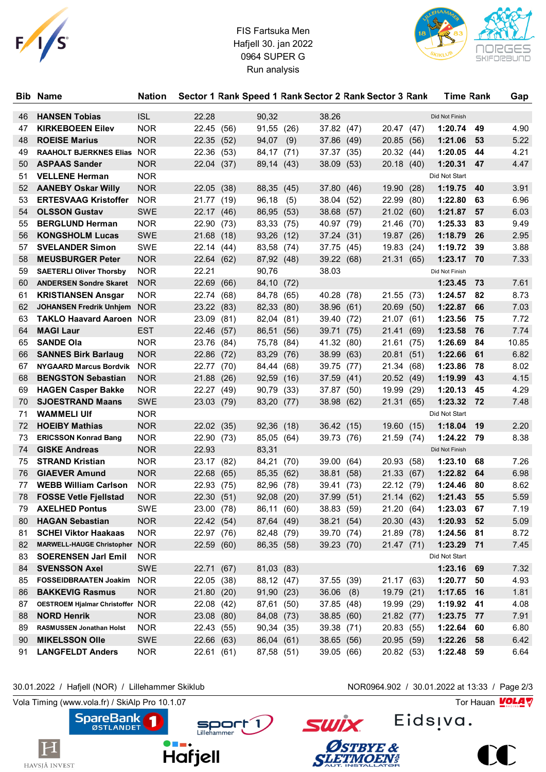FIS Fartsuka Men
Hafjell 30. jan 2022
0964 SUPER G
Run analysis

| Bib | Name | Nation | Sector 1 | Rank | Speed 1 | Rank | Sector 2 | Rank | Sector 3 | Rank | Time | Rank | Gap |
|---|---|---|---|---|---|---|---|---|---|---|---|---|---|
| 46 | **HANSEN Tobias** | ISL | 22.28 | | 90,32 | | 38.26 | | | | Did Not Finish | | |
| 47 | **KIRKEBOEEN Eilev** | NOR | 22.45 | (56) | 91,55 | (26) | 37.82 | (47) | 20.47 | (47) | **1:20.74** | **49** | 4.90 |
| 48 | **ROEISE Marius** | NOR | 22.35 | (52) | 94,07 | (9) | 37.86 | (49) | 20.85 | (56) | **1:21.06** | **53** | 5.22 |
| 49 | **RAAHOLT BJERKNES Elias** | NOR | 22.36 | (53) | 84,17 | (71) | 37.37 | (35) | 20.32 | (44) | **1:20.05** | **44** | 4.21 |
| 50 | **ASPAAS Sander** | NOR | 22.04 | (37) | 89,14 | (43) | 38.09 | (53) | 20.18 | (40) | **1:20.31** | **47** | 4.47 |
| 51 | **VELLENE Herman** | NOR | | | | | | | | | Did Not Start | | |
| 52 | **AANEBY Oskar Willy** | NOR | 22.05 | (38) | 88,35 | (45) | 37.80 | (46) | 19.90 | (28) | **1:19.75** | **40** | 3.91 |
| 53 | **ERTESVAAG Kristoffer** | NOR | 21.77 | (19) | 96,18 | (5) | 38.04 | (52) | 22.99 | (80) | **1:22.80** | **63** | 6.96 |
| 54 | **OLSSON Gustav** | SWE | 22.17 | (46) | 86,95 | (53) | 38.68 | (57) | 21.02 | (60) | **1:21.87** | **57** | 6.03 |
| 55 | **BERGLUND Herman** | NOR | 22.90 | (73) | 83,33 | (75) | 40.97 | (79) | 21.46 | (70) | **1:25.33** | **83** | 9.49 |
| 56 | **KONGSHOLM Lucas** | SWE | 21.68 | (18) | 93,26 | (12) | 37.24 | (31) | 19.87 | (26) | **1:18.79** | **26** | 2.95 |
| 57 | **SVELANDER Simon** | SWE | 22.14 | (44) | 83,58 | (74) | 37.75 | (45) | 19.83 | (24) | **1:19.72** | **39** | 3.88 |
| 58 | **MEUSBURGER Peter** | NOR | 22.64 | (62) | 87,92 | (48) | 39.22 | (68) | 21.31 | (65) | **1:23.17** | **70** | 7.33 |
| 59 | **SAETERLI Oliver Thorsby** | NOR | 22.21 | | 90,76 | | 38.03 | | | | Did Not Finish | | |
| 60 | **ANDERSEN Sondre Skaret** | NOR | 22.69 | (66) | 84,10 | (72) | | | | | **1:23.45** | **73** | 7.61 |
| 61 | **KRISTIANSEN Ansgar** | NOR | 22.74 | (68) | 84,78 | (65) | 40.28 | (78) | 21.55 | (73) | **1:24.57** | **82** | 8.73 |
| 62 | **JOHANSEN Fredrik Unhjem** | NOR | 23.22 | (83) | 82,33 | (80) | 38.96 | (61) | 20.69 | (50) | **1:22.87** | **66** | 7.03 |
| 63 | **TAKLO Haavard Aaroen** | NOR | 23.09 | (81) | 82,04 | (81) | 39.40 | (72) | 21.07 | (61) | **1:23.56** | **75** | 7.72 |
| 64 | **MAGI Laur** | EST | 22.46 | (57) | 86,51 | (56) | 39.71 | (75) | 21.41 | (69) | **1:23.58** | **76** | 7.74 |
| 65 | **SANDE Ola** | NOR | 23.76 | (84) | 75,78 | (84) | 41.32 | (80) | 21.61 | (75) | **1:26.69** | **84** | 10.85 |
| 66 | **SANNES Birk Barlaug** | NOR | 22.86 | (72) | 83,29 | (76) | 38.99 | (63) | 20.81 | (51) | **1:22.66** | **61** | 6.82 |
| 67 | **NYGAARD Marcus Bordvik** | NOR | 22.77 | (70) | 84,44 | (68) | 39.75 | (77) | 21.34 | (68) | **1:23.86** | **78** | 8.02 |
| 68 | **BENGSTON Sebastian** | NOR | 21.88 | (26) | 92,59 | (16) | 37.59 | (41) | 20.52 | (49) | **1:19.99** | **43** | 4.15 |
| 69 | **HAGEN Casper Bakke** | NOR | 22.27 | (49) | 90,79 | (33) | 37.87 | (50) | 19.99 | (29) | **1:20.13** | **45** | 4.29 |
| 70 | **SJOESTRAND Maans** | SWE | 23.03 | (79) | 83,20 | (77) | 38.98 | (62) | 21.31 | (65) | **1:23.32** | **72** | 7.48 |
| 71 | **WAMMELI Ulf** | NOR | | | | | | | | | Did Not Start | | |
| 72 | **HOEIBY Mathias** | NOR | 22.02 | (35) | 92,36 | (18) | 36.42 | (15) | 19.60 | (15) | **1:18.04** | **19** | 2.20 |
| 73 | **ERICSSON Konrad Bang** | NOR | 22.90 | (73) | 85,05 | (64) | 39.73 | (76) | 21.59 | (74) | **1:24.22** | **79** | 8.38 |
| 74 | **GISKE Andreas** | NOR | 22.93 | | 83,31 | | | | | | Did Not Finish | | |
| 75 | **STRAND Kristian** | NOR | 23.17 | (82) | 84,21 | (70) | 39.00 | (64) | 20.93 | (58) | **1:23.10** | **68** | 7.26 |
| 76 | **GIAEVER Amund** | NOR | 22.68 | (65) | 85,35 | (62) | 38.81 | (58) | 21.33 | (67) | **1:22.82** | **64** | 6.98 |
| 77 | **WEBB William Carlson** | NOR | 22.93 | (75) | 82,96 | (78) | 39.41 | (73) | 22.12 | (79) | **1:24.46** | **80** | 8.62 |
| 78 | **FOSSE Vetle Fjellstad** | NOR | 22.30 | (51) | 92,08 | (20) | 37.99 | (51) | 21.14 | (62) | **1:21.43** | **55** | 5.59 |
| 79 | **AXELHED Pontus** | SWE | 23.00 | (78) | 86,11 | (60) | 38.83 | (59) | 21.20 | (64) | **1:23.03** | **67** | 7.19 |
| 80 | **HAGAN Sebastian** | NOR | 22.42 | (54) | 87,64 | (49) | 38.21 | (54) | 20.30 | (43) | **1:20.93** | **52** | 5.09 |
| 81 | **SCHEI Viktor Haakaas** | NOR | 22.97 | (76) | 82,48 | (79) | 39.70 | (74) | 21.89 | (78) | **1:24.56** | **81** | 8.72 |
| 82 | **MARWELL-HAUGE Christopher** | NOR | 22.59 | (60) | 86,35 | (58) | 39.23 | (70) | 21.47 | (71) | **1:23.29** | **71** | 7.45 |
| 83 | **SOERENSEN Jarl Emil** | NOR | | | | | | | | | Did Not Start | | |
| 84 | **SVENSSON Axel** | SWE | 22.71 | (67) | 81,03 | (83) | | | | | **1:23.16** | **69** | 7.32 |
| 85 | **FOSSEIDBRAATEN Joakim** | NOR | 22.05 | (38) | 88,12 | (47) | 37.55 | (39) | 21.17 | (63) | **1:20.77** | **50** | 4.93 |
| 86 | **BAKKEVIG Rasmus** | NOR | 21.80 | (20) | 91,90 | (23) | 36.06 | (8) | 19.79 | (21) | **1:17.65** | **16** | 1.81 |
| 87 | **OESTROEM Hjalmar Christoffer** | NOR | 22.08 | (42) | 87,61 | (50) | 37.85 | (48) | 19.99 | (29) | **1:19.92** | **41** | 4.08 |
| 88 | **NORD Henrik** | NOR | 23.08 | (80) | 84,08 | (73) | 38.85 | (60) | 21.82 | (77) | **1:23.75** | **77** | 7.91 |
| 89 | **RASMUSSEN Jonathan Holst** | NOR | 22.43 | (55) | 90,34 | (35) | 39.38 | (71) | 20.83 | (55) | **1:22.64** | **60** | 6.80 |
| 90 | **MIKELSSON Olle** | SWE | 22.66 | (63) | 86,04 | (61) | 38.65 | (56) | 20.95 | (59) | **1:22.26** | **58** | 6.42 |
| 91 | **LANGFELDT Anders** | NOR | 22.61 | (61) | 87,58 | (51) | 39.05 | (66) | 20.82 | (53) | **1:22.48** | **59** | 6.64 |

30.01.2022 / Hafjell (NOR) / Lillehammer Skiklub — NOR0964.902 / 30.01.2022 at 13:33

Vola Timing (www.vola.fr) / SkiAlp Pro 10.1.07 — Tor Hauan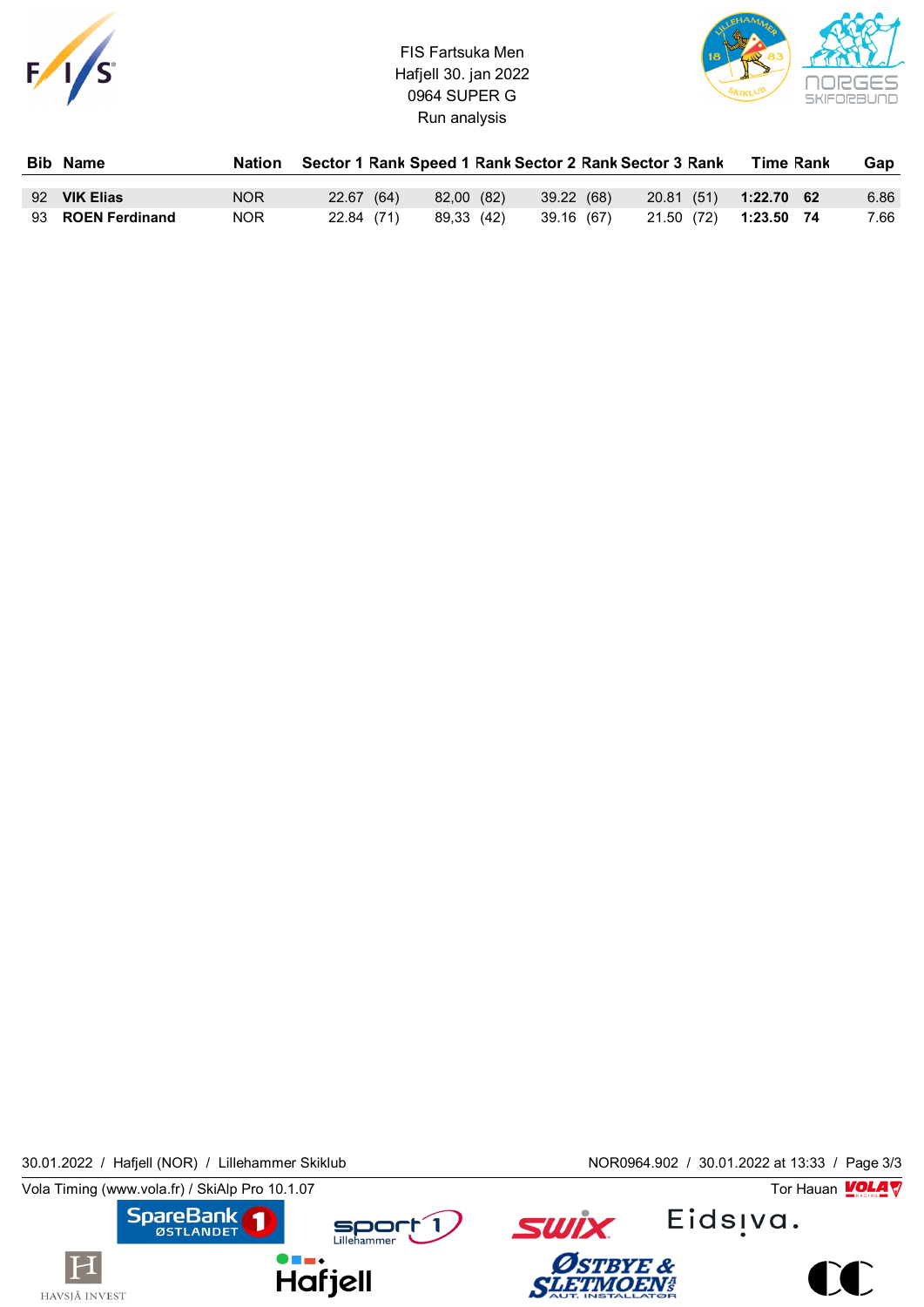FIS Fartsuka Men
Hafjell 30. jan 2022
0964 SUPER G
Run analysis

| Bib | Name | Nation | Sector 1 | Rank | Speed 1 | Rank | Sector 2 | Rank | Sector 3 | Rank | Time | Rank | Gap |
|---|---|---|---|---|---|---|---|---|---|---|---|---|---|
| 92 | **VIK Elias** | NOR | 22.67 | (64) | 82,00 | (82) | 39.22 | (68) | 20.81 | (51) | **1:22.70** | **62** | 6.86 |
| 93 | **ROEN Ferdinand** | NOR | 22.84 | (71) | 89,33 | (42) | 39.16 | (67) | 21.50 | (72) | **1:23.50** | **74** | 7.66 |

30.01.2022 / Hafjell (NOR) / Lillehammer Skiklub

NOR0964.902 / 30.01.2022 at 13:33

Vola Timing (www.vola.fr) / SkiAlp Pro 10.1.07

Tor Hauan